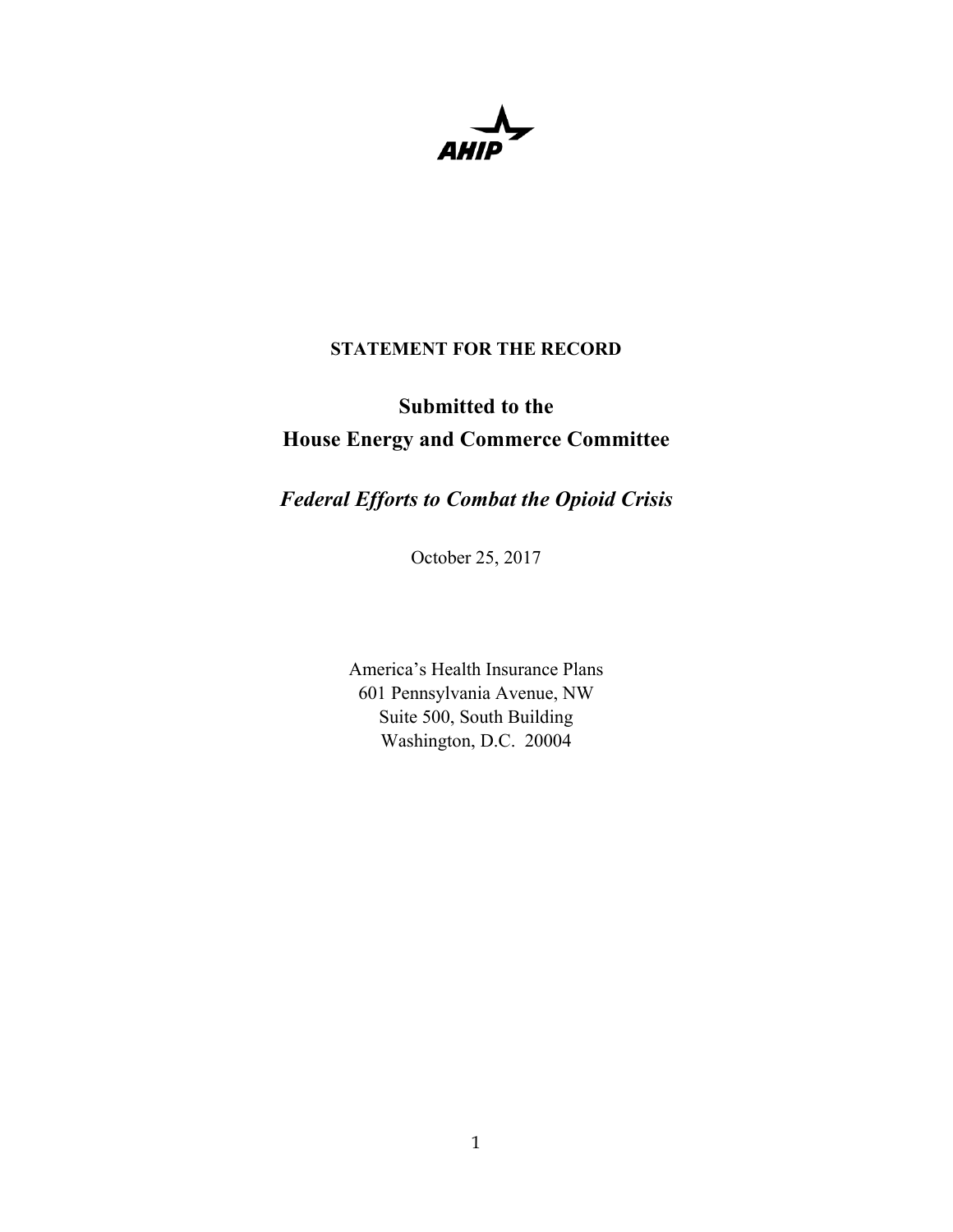AHIP

**STATEMENT FOR THE RECORD**

## Submitted to the
## House Energy and Commerce Committee

## *Federal Efforts to Combat the Opioid Crisis*

October 25, 2017

America's Health Insurance Plans
601 Pennsylvania Avenue, NW
Suite 500, South Building
Washington, D.C. 20004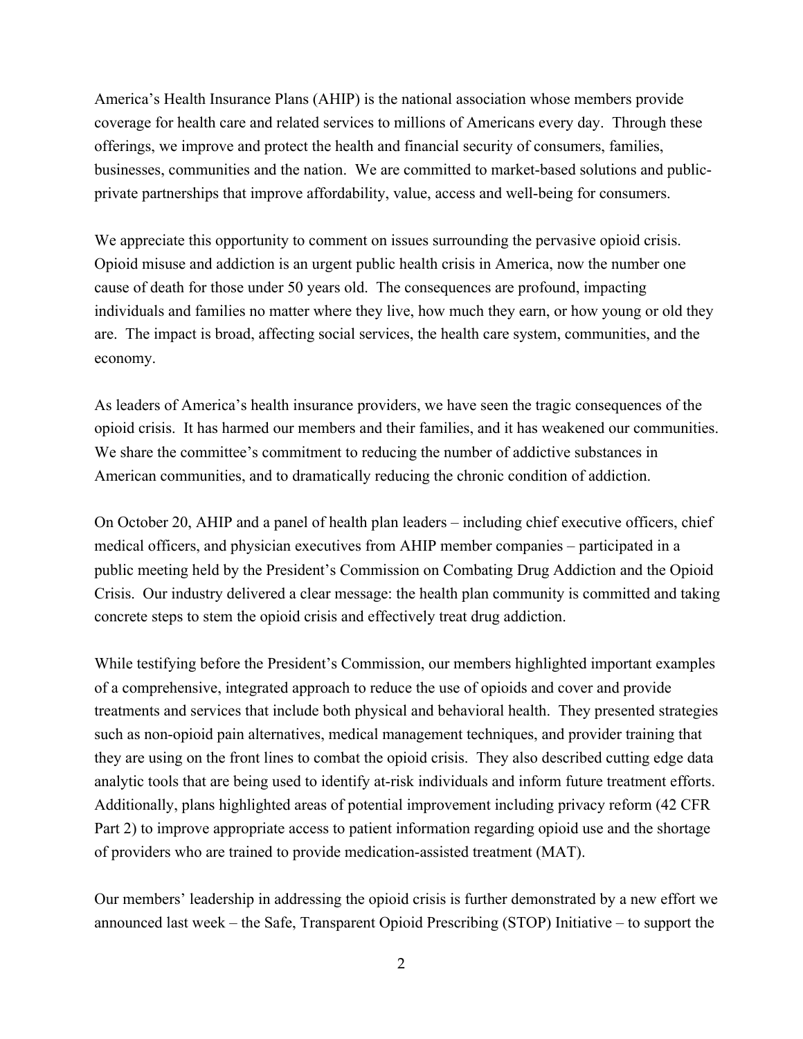America's Health Insurance Plans (AHIP) is the national association whose members provide coverage for health care and related services to millions of Americans every day. Through these offerings, we improve and protect the health and financial security of consumers, families, businesses, communities and the nation. We are committed to market-based solutions and public-private partnerships that improve affordability, value, access and well-being for consumers.

We appreciate this opportunity to comment on issues surrounding the pervasive opioid crisis. Opioid misuse and addiction is an urgent public health crisis in America, now the number one cause of death for those under 50 years old. The consequences are profound, impacting individuals and families no matter where they live, how much they earn, or how young or old they are. The impact is broad, affecting social services, the health care system, communities, and the economy.

As leaders of America's health insurance providers, we have seen the tragic consequences of the opioid crisis. It has harmed our members and their families, and it has weakened our communities. We share the committee's commitment to reducing the number of addictive substances in American communities, and to dramatically reducing the chronic condition of addiction.

On October 20, AHIP and a panel of health plan leaders – including chief executive officers, chief medical officers, and physician executives from AHIP member companies – participated in a public meeting held by the President's Commission on Combating Drug Addiction and the Opioid Crisis. Our industry delivered a clear message: the health plan community is committed and taking concrete steps to stem the opioid crisis and effectively treat drug addiction.

While testifying before the President's Commission, our members highlighted important examples of a comprehensive, integrated approach to reduce the use of opioids and cover and provide treatments and services that include both physical and behavioral health. They presented strategies such as non-opioid pain alternatives, medical management techniques, and provider training that they are using on the front lines to combat the opioid crisis. They also described cutting edge data analytic tools that are being used to identify at-risk individuals and inform future treatment efforts. Additionally, plans highlighted areas of potential improvement including privacy reform (42 CFR Part 2) to improve appropriate access to patient information regarding opioid use and the shortage of providers who are trained to provide medication-assisted treatment (MAT).

Our members' leadership in addressing the opioid crisis is further demonstrated by a new effort we announced last week – the Safe, Transparent Opioid Prescribing (STOP) Initiative – to support the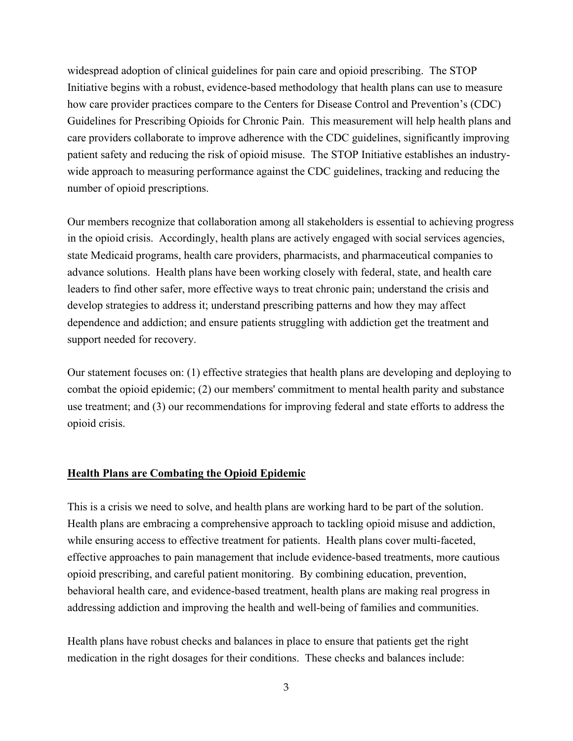widespread adoption of clinical guidelines for pain care and opioid prescribing. The STOP Initiative begins with a robust, evidence-based methodology that health plans can use to measure how care provider practices compare to the Centers for Disease Control and Prevention's (CDC) Guidelines for Prescribing Opioids for Chronic Pain. This measurement will help health plans and care providers collaborate to improve adherence with the CDC guidelines, significantly improving patient safety and reducing the risk of opioid misuse. The STOP Initiative establishes an industry-wide approach to measuring performance against the CDC guidelines, tracking and reducing the number of opioid prescriptions.

Our members recognize that collaboration among all stakeholders is essential to achieving progress in the opioid crisis. Accordingly, health plans are actively engaged with social services agencies, state Medicaid programs, health care providers, pharmacists, and pharmaceutical companies to advance solutions. Health plans have been working closely with federal, state, and health care leaders to find other safer, more effective ways to treat chronic pain; understand the crisis and develop strategies to address it; understand prescribing patterns and how they may affect dependence and addiction; and ensure patients struggling with addiction get the treatment and support needed for recovery.

Our statement focuses on: (1) effective strategies that health plans are developing and deploying to combat the opioid epidemic; (2) our members' commitment to mental health parity and substance use treatment; and (3) our recommendations for improving federal and state efforts to address the opioid crisis.

## Health Plans are Combating the Opioid Epidemic

This is a crisis we need to solve, and health plans are working hard to be part of the solution. Health plans are embracing a comprehensive approach to tackling opioid misuse and addiction, while ensuring access to effective treatment for patients. Health plans cover multi-faceted, effective approaches to pain management that include evidence-based treatments, more cautious opioid prescribing, and careful patient monitoring. By combining education, prevention, behavioral health care, and evidence-based treatment, health plans are making real progress in addressing addiction and improving the health and well-being of families and communities.

Health plans have robust checks and balances in place to ensure that patients get the right medication in the right dosages for their conditions. These checks and balances include: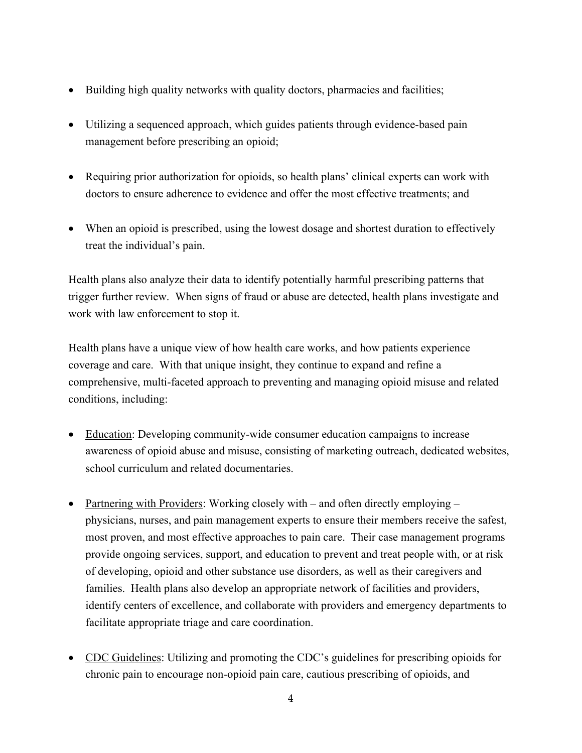- Building high quality networks with quality doctors, pharmacies and facilities;
- Utilizing a sequenced approach, which guides patients through evidence-based pain management before prescribing an opioid;
- Requiring prior authorization for opioids, so health plans' clinical experts can work with doctors to ensure adherence to evidence and offer the most effective treatments; and
- When an opioid is prescribed, using the lowest dosage and shortest duration to effectively treat the individual's pain.

Health plans also analyze their data to identify potentially harmful prescribing patterns that trigger further review. When signs of fraud or abuse are detected, health plans investigate and work with law enforcement to stop it.

Health plans have a unique view of how health care works, and how patients experience coverage and care. With that unique insight, they continue to expand and refine a comprehensive, multi-faceted approach to preventing and managing opioid misuse and related conditions, including:

- <u>Education</u>: Developing community-wide consumer education campaigns to increase awareness of opioid abuse and misuse, consisting of marketing outreach, dedicated websites, school curriculum and related documentaries.
- <u>Partnering with Providers</u>: Working closely with – and often directly employing – physicians, nurses, and pain management experts to ensure their members receive the safest, most proven, and most effective approaches to pain care. Their case management programs provide ongoing services, support, and education to prevent and treat people with, or at risk of developing, opioid and other substance use disorders, as well as their caregivers and families. Health plans also develop an appropriate network of facilities and providers, identify centers of excellence, and collaborate with providers and emergency departments to facilitate appropriate triage and care coordination.
- <u>CDC Guidelines</u>: Utilizing and promoting the CDC's guidelines for prescribing opioids for chronic pain to encourage non-opioid pain care, cautious prescribing of opioids, and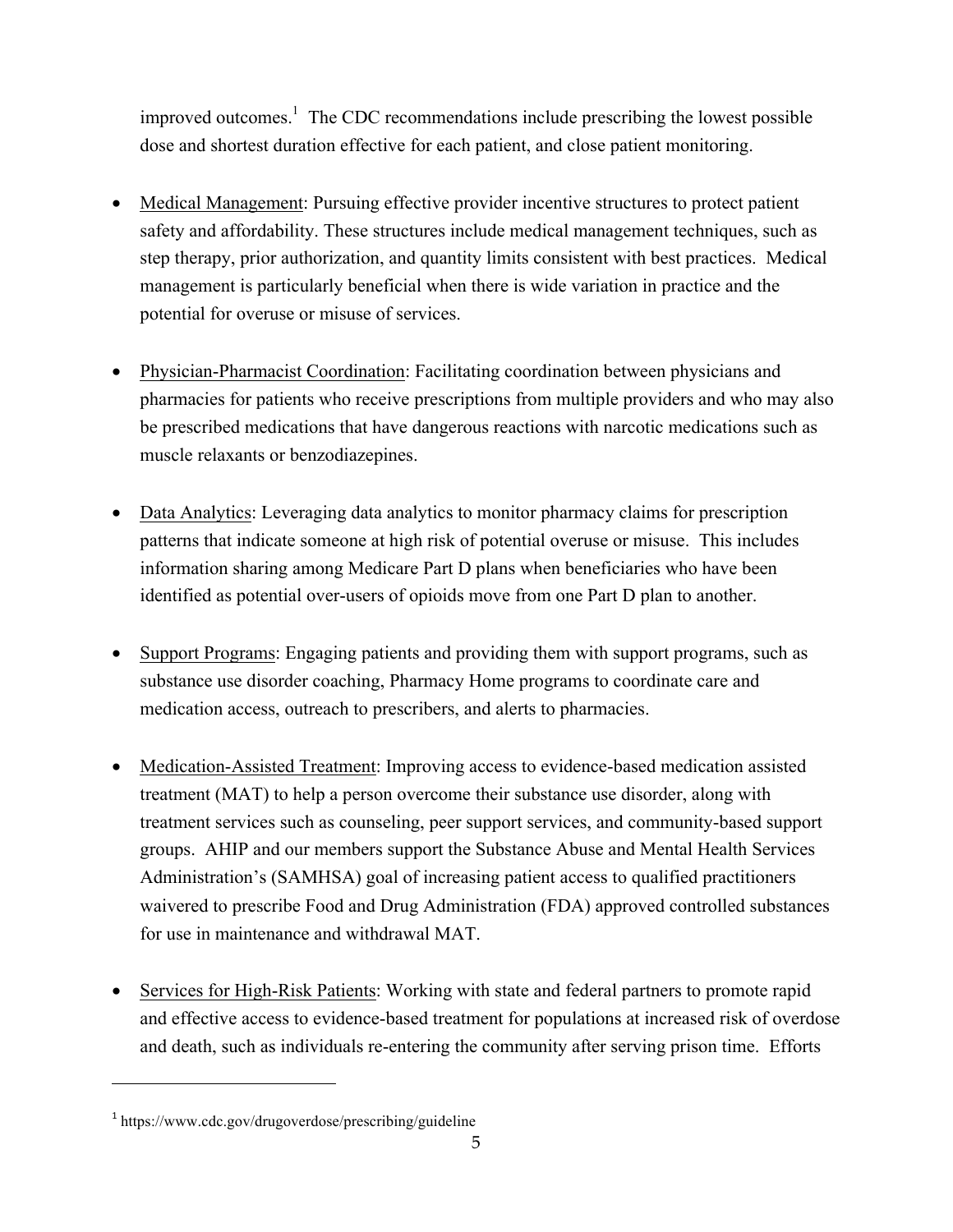improved outcomes.[1] The CDC recommendations include prescribing the lowest possible dose and shortest duration effective for each patient, and close patient monitoring.

- Medical Management: Pursuing effective provider incentive structures to protect patient safety and affordability. These structures include medical management techniques, such as step therapy, prior authorization, and quantity limits consistent with best practices. Medical management is particularly beneficial when there is wide variation in practice and the potential for overuse or misuse of services.

- Physician-Pharmacist Coordination: Facilitating coordination between physicians and pharmacies for patients who receive prescriptions from multiple providers and who may also be prescribed medications that have dangerous reactions with narcotic medications such as muscle relaxants or benzodiazepines.

- Data Analytics: Leveraging data analytics to monitor pharmacy claims for prescription patterns that indicate someone at high risk of potential overuse or misuse. This includes information sharing among Medicare Part D plans when beneficiaries who have been identified as potential over-users of opioids move from one Part D plan to another.

- Support Programs: Engaging patients and providing them with support programs, such as substance use disorder coaching, Pharmacy Home programs to coordinate care and medication access, outreach to prescribers, and alerts to pharmacies.

- Medication-Assisted Treatment: Improving access to evidence-based medication assisted treatment (MAT) to help a person overcome their substance use disorder, along with treatment services such as counseling, peer support services, and community-based support groups. AHIP and our members support the Substance Abuse and Mental Health Services Administration's (SAMHSA) goal of increasing patient access to qualified practitioners waivered to prescribe Food and Drug Administration (FDA) approved controlled substances for use in maintenance and withdrawal MAT.

- Services for High-Risk Patients: Working with state and federal partners to promote rapid and effective access to evidence-based treatment for populations at increased risk of overdose and death, such as individuals re-entering the community after serving prison time. Efforts

---

[1] https://www.cdc.gov/drugoverdose/prescribing/guideline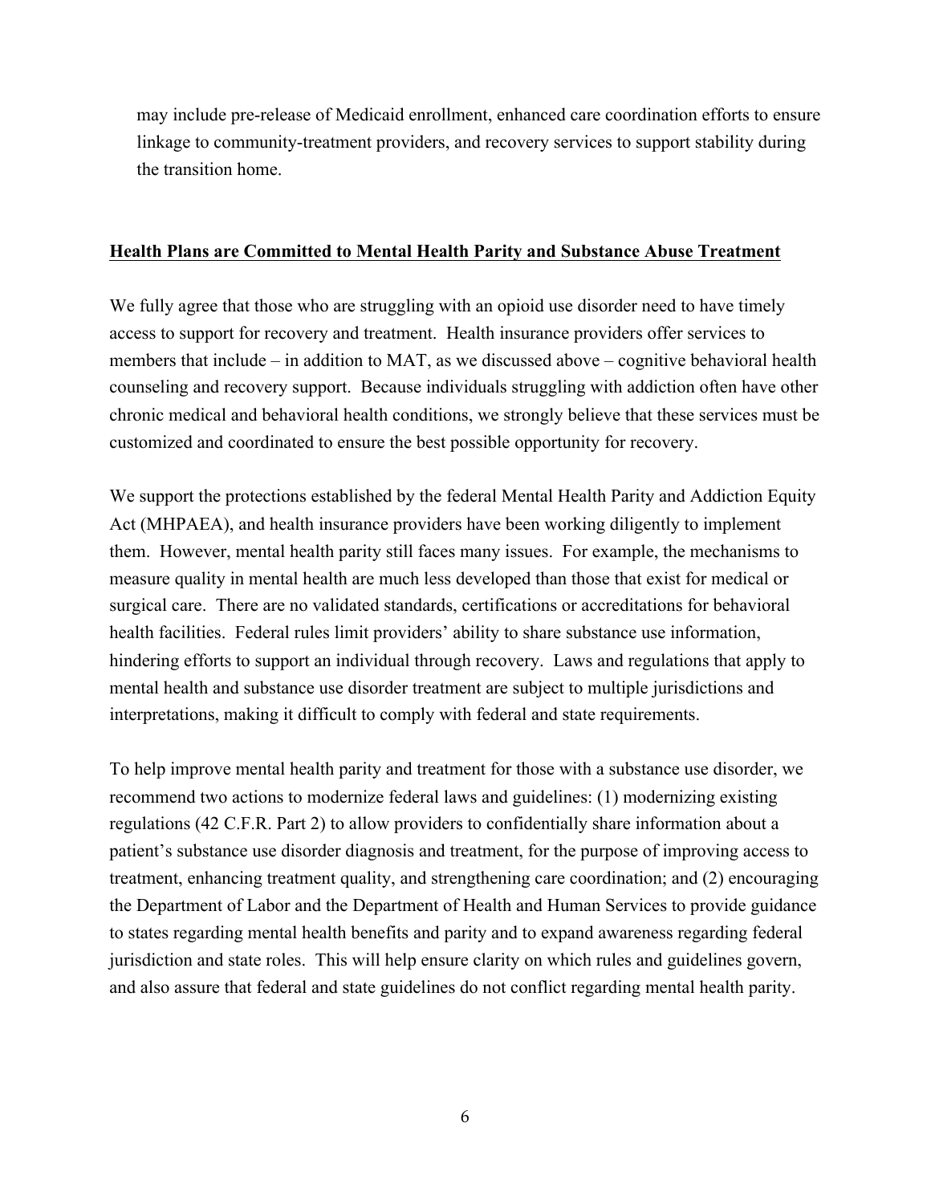may include pre-release of Medicaid enrollment, enhanced care coordination efforts to ensure linkage to community-treatment providers, and recovery services to support stability during the transition home.

## Health Plans are Committed to Mental Health Parity and Substance Abuse Treatment

We fully agree that those who are struggling with an opioid use disorder need to have timely access to support for recovery and treatment. Health insurance providers offer services to members that include – in addition to MAT, as we discussed above – cognitive behavioral health counseling and recovery support. Because individuals struggling with addiction often have other chronic medical and behavioral health conditions, we strongly believe that these services must be customized and coordinated to ensure the best possible opportunity for recovery.

We support the protections established by the federal Mental Health Parity and Addiction Equity Act (MHPAEA), and health insurance providers have been working diligently to implement them. However, mental health parity still faces many issues. For example, the mechanisms to measure quality in mental health are much less developed than those that exist for medical or surgical care. There are no validated standards, certifications or accreditations for behavioral health facilities. Federal rules limit providers' ability to share substance use information, hindering efforts to support an individual through recovery. Laws and regulations that apply to mental health and substance use disorder treatment are subject to multiple jurisdictions and interpretations, making it difficult to comply with federal and state requirements.

To help improve mental health parity and treatment for those with a substance use disorder, we recommend two actions to modernize federal laws and guidelines: (1) modernizing existing regulations (42 C.F.R. Part 2) to allow providers to confidentially share information about a patient's substance use disorder diagnosis and treatment, for the purpose of improving access to treatment, enhancing treatment quality, and strengthening care coordination; and (2) encouraging the Department of Labor and the Department of Health and Human Services to provide guidance to states regarding mental health benefits and parity and to expand awareness regarding federal jurisdiction and state roles. This will help ensure clarity on which rules and guidelines govern, and also assure that federal and state guidelines do not conflict regarding mental health parity.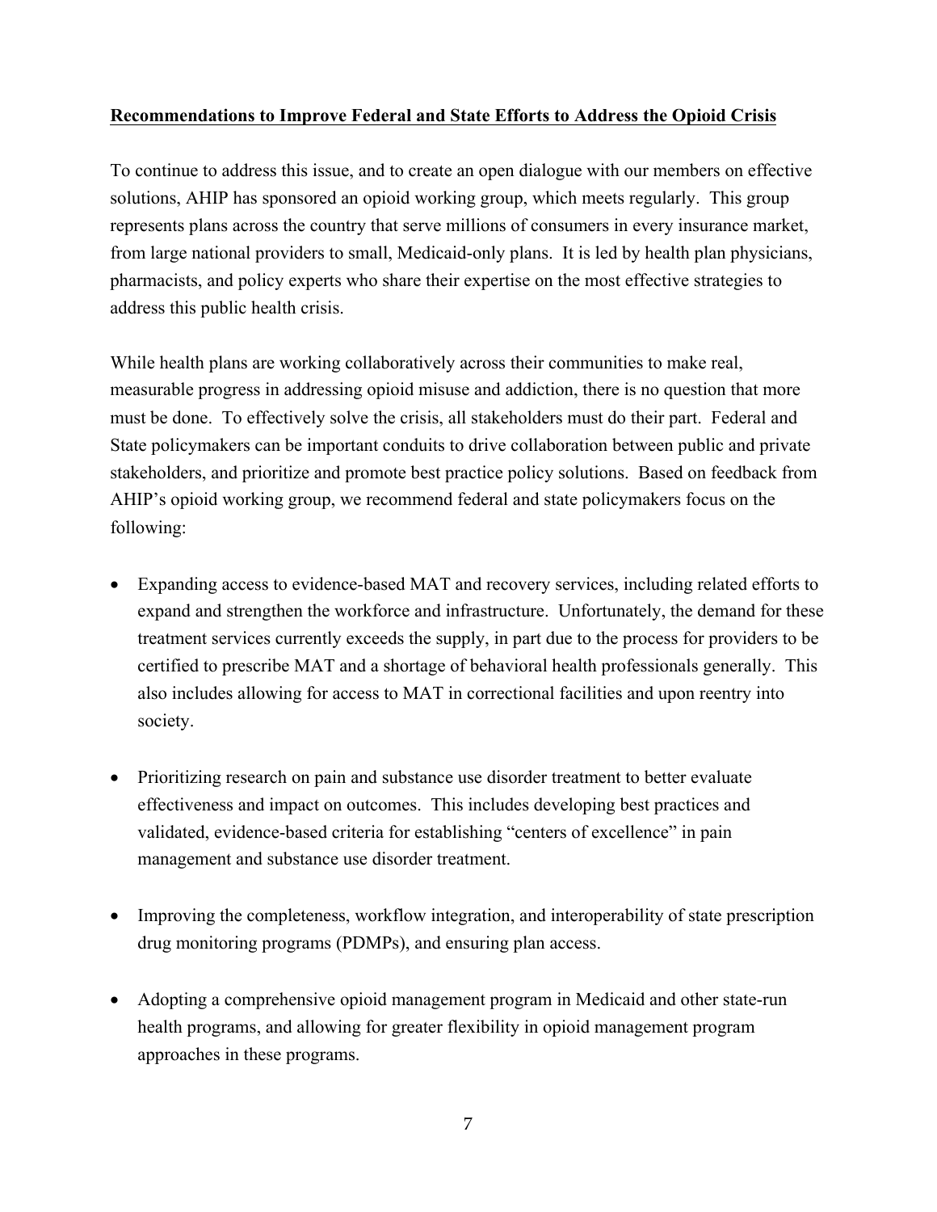**Recommendations to Improve Federal and State Efforts to Address the Opioid Crisis**

To continue to address this issue, and to create an open dialogue with our members on effective solutions, AHIP has sponsored an opioid working group, which meets regularly. This group represents plans across the country that serve millions of consumers in every insurance market, from large national providers to small, Medicaid-only plans. It is led by health plan physicians, pharmacists, and policy experts who share their expertise on the most effective strategies to address this public health crisis.

While health plans are working collaboratively across their communities to make real, measurable progress in addressing opioid misuse and addiction, there is no question that more must be done. To effectively solve the crisis, all stakeholders must do their part. Federal and State policymakers can be important conduits to drive collaboration between public and private stakeholders, and prioritize and promote best practice policy solutions. Based on feedback from AHIP's opioid working group, we recommend federal and state policymakers focus on the following:

- Expanding access to evidence-based MAT and recovery services, including related efforts to expand and strengthen the workforce and infrastructure. Unfortunately, the demand for these treatment services currently exceeds the supply, in part due to the process for providers to be certified to prescribe MAT and a shortage of behavioral health professionals generally. This also includes allowing for access to MAT in correctional facilities and upon reentry into society.

- Prioritizing research on pain and substance use disorder treatment to better evaluate effectiveness and impact on outcomes. This includes developing best practices and validated, evidence-based criteria for establishing "centers of excellence" in pain management and substance use disorder treatment.

- Improving the completeness, workflow integration, and interoperability of state prescription drug monitoring programs (PDMPs), and ensuring plan access.

- Adopting a comprehensive opioid management program in Medicaid and other state-run health programs, and allowing for greater flexibility in opioid management program approaches in these programs.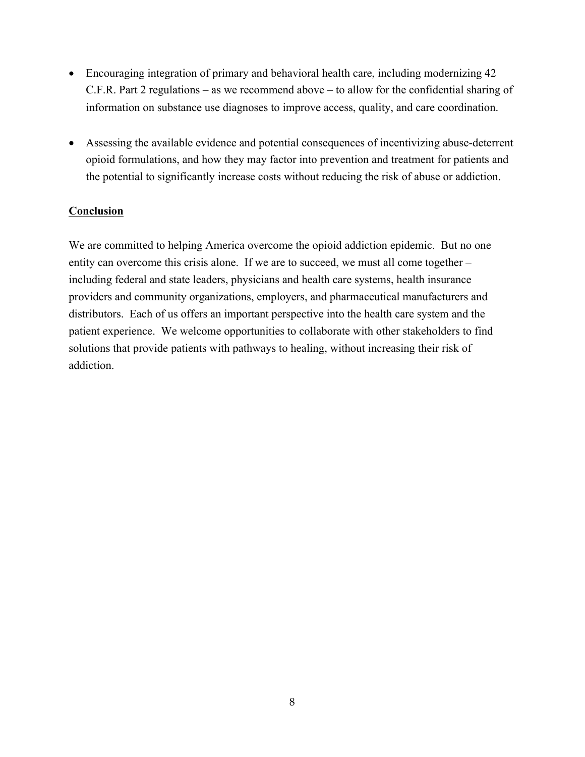- Encouraging integration of primary and behavioral health care, including modernizing 42 C.F.R. Part 2 regulations – as we recommend above – to allow for the confidential sharing of information on substance use diagnoses to improve access, quality, and care coordination.

- Assessing the available evidence and potential consequences of incentivizing abuse-deterrent opioid formulations, and how they may factor into prevention and treatment for patients and the potential to significantly increase costs without reducing the risk of abuse or addiction.

## Conclusion

We are committed to helping America overcome the opioid addiction epidemic. But no one entity can overcome this crisis alone. If we are to succeed, we must all come together – including federal and state leaders, physicians and health care systems, health insurance providers and community organizations, employers, and pharmaceutical manufacturers and distributors. Each of us offers an important perspective into the health care system and the patient experience. We welcome opportunities to collaborate with other stakeholders to find solutions that provide patients with pathways to healing, without increasing their risk of addiction.